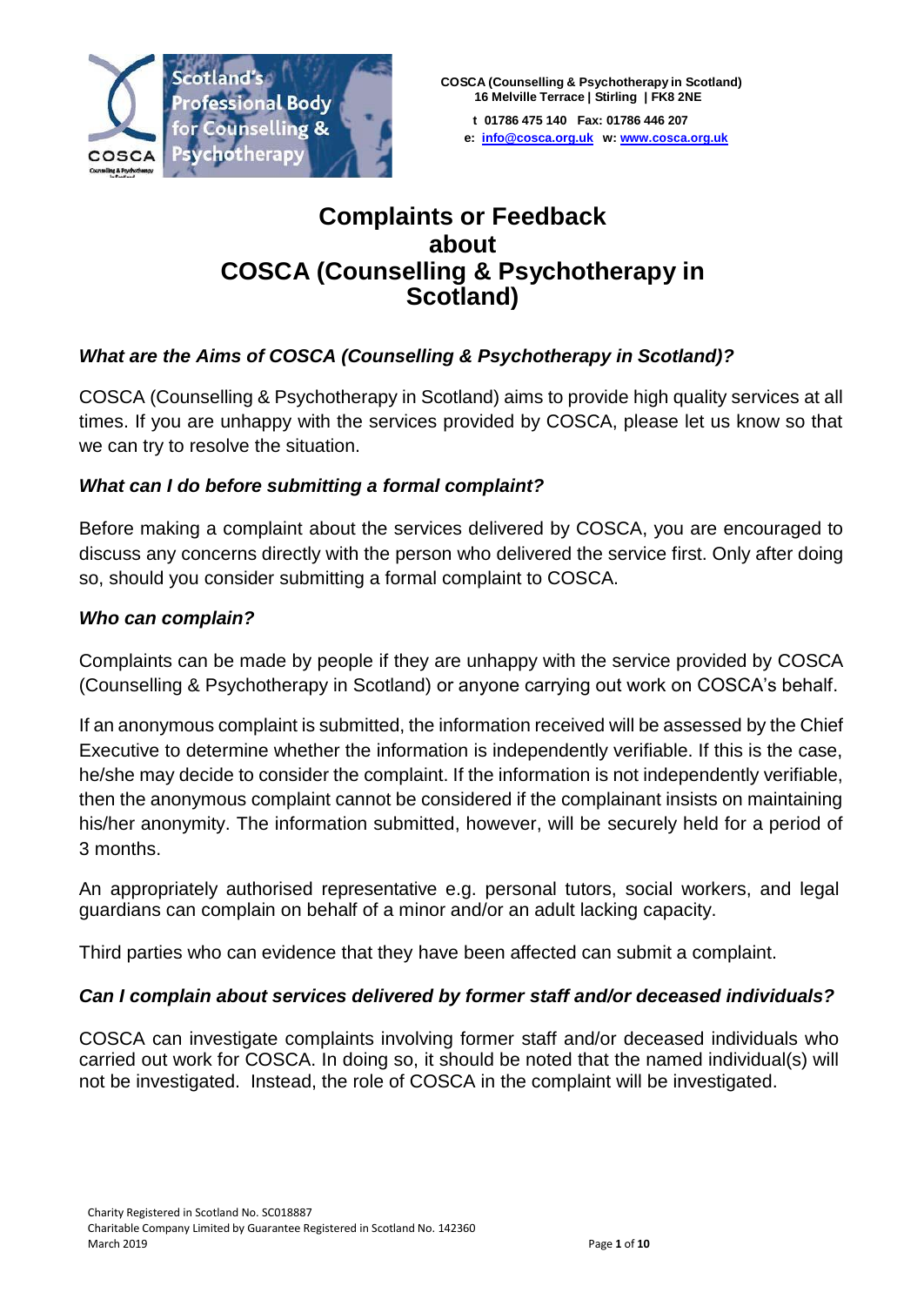COSCA (Counselling & Psychotherapy in Scotland)
16 Melville Terrace | Stirling | FK8 2NE

t 01786 475 140 Fax: 01786 446 207
e: info@cosca.org.uk w: www.cosca.org.uk

# Complaints or Feedback about COSCA (Counselling & Psychotherapy in Scotland)

### *What are the Aims of COSCA (Counselling & Psychotherapy in Scotland)?*

COSCA (Counselling & Psychotherapy in Scotland) aims to provide high quality services at all times. If you are unhappy with the services provided by COSCA, please let us know so that we can try to resolve the situation.

### *What can I do before submitting a formal complaint?*

Before making a complaint about the services delivered by COSCA, you are encouraged to discuss any concerns directly with the person who delivered the service first. Only after doing so, should you consider submitting a formal complaint to COSCA.

### *Who can complain?*

Complaints can be made by people if they are unhappy with the service provided by COSCA (Counselling & Psychotherapy in Scotland) or anyone carrying out work on COSCA's behalf.

If an anonymous complaint is submitted, the information received will be assessed by the Chief Executive to determine whether the information is independently verifiable. If this is the case, he/she may decide to consider the complaint. If the information is not independently verifiable, then the anonymous complaint cannot be considered if the complainant insists on maintaining his/her anonymity. The information submitted, however, will be securely held for a period of 3 months.

An appropriately authorised representative e.g. personal tutors, social workers, and legal guardians can complain on behalf of a minor and/or an adult lacking capacity.

Third parties who can evidence that they have been affected can submit a complaint.

### *Can I complain about services delivered by former staff and/or deceased individuals?*

COSCA can investigate complaints involving former staff and/or deceased individuals who carried out work for COSCA. In doing so, it should be noted that the named individual(s) will not be investigated. Instead, the role of COSCA in the complaint will be investigated.

Charity Registered in Scotland No. SC018887
Charitable Company Limited by Guarantee Registered in Scotland No. 142360
March 2019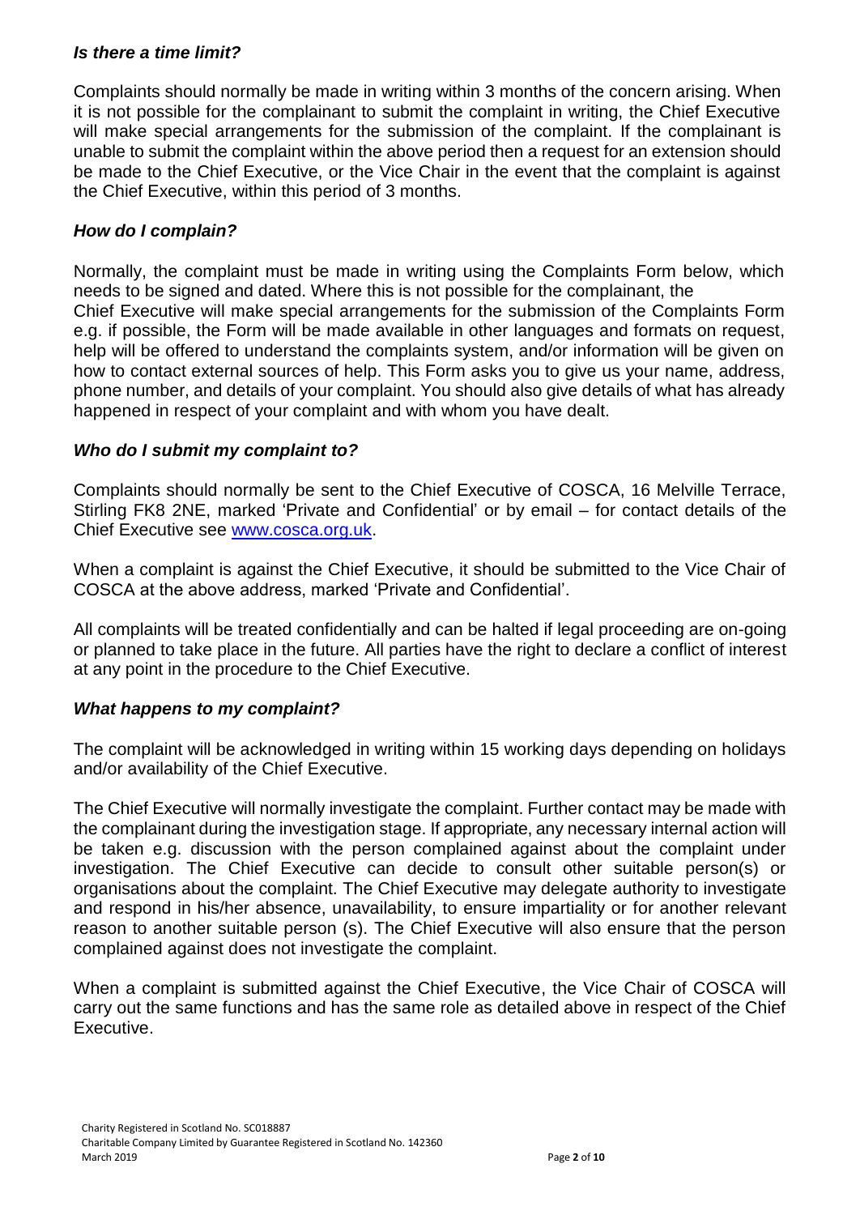### *Is there a time limit?*

Complaints should normally be made in writing within 3 months of the concern arising. When it is not possible for the complainant to submit the complaint in writing, the Chief Executive will make special arrangements for the submission of the complaint. If the complainant is unable to submit the complaint within the above period then a request for an extension should be made to the Chief Executive, or the Vice Chair in the event that the complaint is against the Chief Executive, within this period of 3 months.

### *How do I complain?*

Normally, the complaint must be made in writing using the Complaints Form below, which needs to be signed and dated. Where this is not possible for the complainant, the Chief Executive will make special arrangements for the submission of the Complaints Form e.g. if possible, the Form will be made available in other languages and formats on request, help will be offered to understand the complaints system, and/or information will be given on how to contact external sources of help. This Form asks you to give us your name, address, phone number, and details of your complaint. You should also give details of what has already happened in respect of your complaint and with whom you have dealt.

### *Who do I submit my complaint to?*

Complaints should normally be sent to the Chief Executive of COSCA, 16 Melville Terrace, Stirling FK8 2NE, marked 'Private and Confidential' or by email – for contact details of the Chief Executive see [www.cosca.org.uk](www.cosca.org.uk).

When a complaint is against the Chief Executive, it should be submitted to the Vice Chair of COSCA at the above address, marked 'Private and Confidential'.

All complaints will be treated confidentially and can be halted if legal proceeding are on-going or planned to take place in the future. All parties have the right to declare a conflict of interest at any point in the procedure to the Chief Executive.

### *What happens to my complaint?*

The complaint will be acknowledged in writing within 15 working days depending on holidays and/or availability of the Chief Executive.

The Chief Executive will normally investigate the complaint. Further contact may be made with the complainant during the investigation stage. If appropriate, any necessary internal action will be taken e.g. discussion with the person complained against about the complaint under investigation. The Chief Executive can decide to consult other suitable person(s) or organisations about the complaint. The Chief Executive may delegate authority to investigate and respond in his/her absence, unavailability, to ensure impartiality or for another relevant reason to another suitable person (s). The Chief Executive will also ensure that the person complained against does not investigate the complaint.

When a complaint is submitted against the Chief Executive, the Vice Chair of COSCA will carry out the same functions and has the same role as detailed above in respect of the Chief Executive.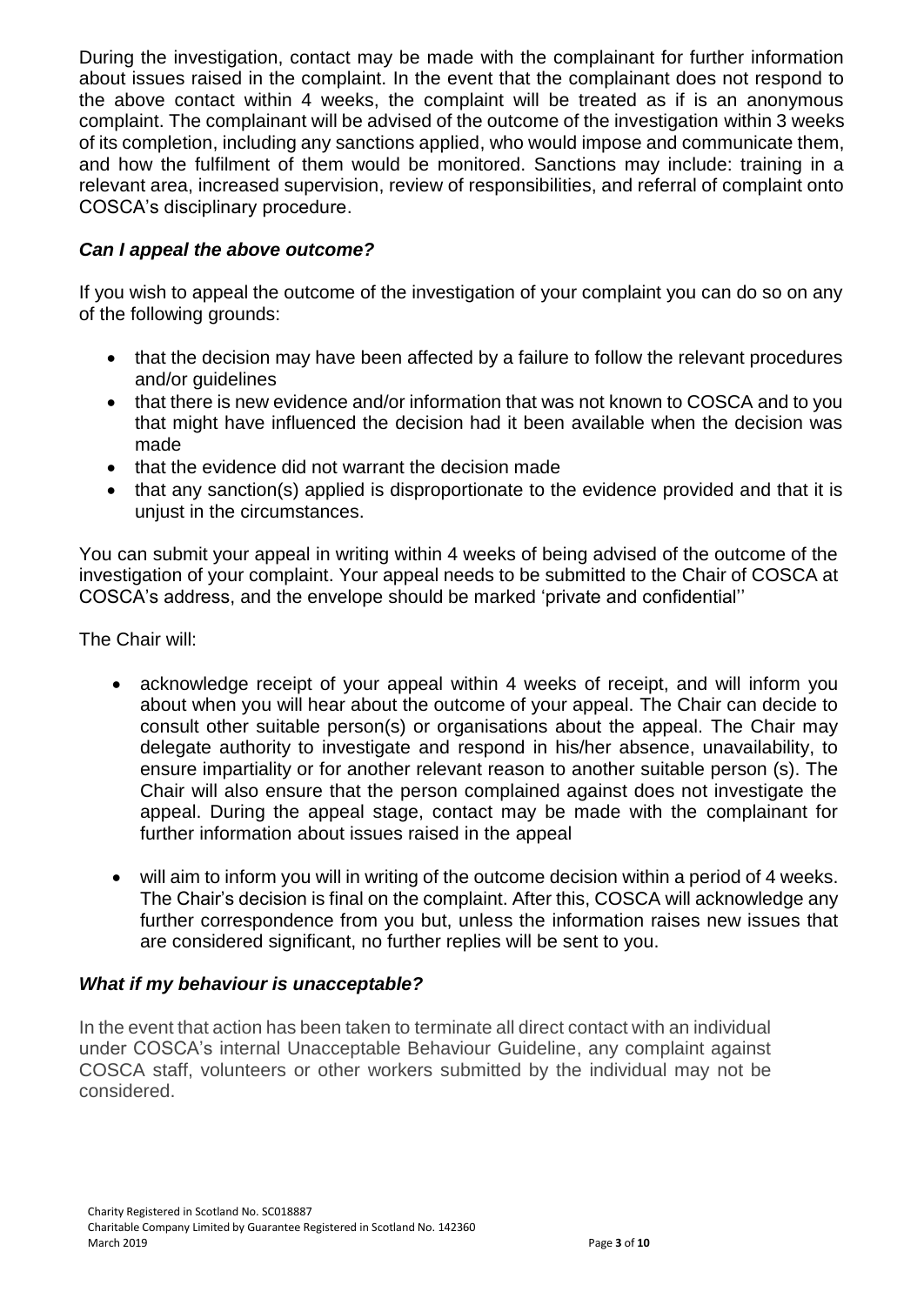During the investigation, contact may be made with the complainant for further information about issues raised in the complaint. In the event that the complainant does not respond to the above contact within 4 weeks, the complaint will be treated as if is an anonymous complaint. The complainant will be advised of the outcome of the investigation within 3 weeks of its completion, including any sanctions applied, who would impose and communicate them, and how the fulfilment of them would be monitored. Sanctions may include: training in a relevant area, increased supervision, review of responsibilities, and referral of complaint onto COSCA's disciplinary procedure.

### *Can I appeal the above outcome?*

If you wish to appeal the outcome of the investigation of your complaint you can do so on any of the following grounds:

- that the decision may have been affected by a failure to follow the relevant procedures and/or guidelines
- that there is new evidence and/or information that was not known to COSCA and to you that might have influenced the decision had it been available when the decision was made
- that the evidence did not warrant the decision made
- that any sanction(s) applied is disproportionate to the evidence provided and that it is unjust in the circumstances.

You can submit your appeal in writing within 4 weeks of being advised of the outcome of the investigation of your complaint. Your appeal needs to be submitted to the Chair of COSCA at COSCA's address, and the envelope should be marked 'private and confidential''

The Chair will:

- acknowledge receipt of your appeal within 4 weeks of receipt, and will inform you about when you will hear about the outcome of your appeal. The Chair can decide to consult other suitable person(s) or organisations about the appeal. The Chair may delegate authority to investigate and respond in his/her absence, unavailability, to ensure impartiality or for another relevant reason to another suitable person (s). The Chair will also ensure that the person complained against does not investigate the appeal. During the appeal stage, contact may be made with the complainant for further information about issues raised in the appeal

- will aim to inform you will in writing of the outcome decision within a period of 4 weeks. The Chair's decision is final on the complaint. After this, COSCA will acknowledge any further correspondence from you but, unless the information raises new issues that are considered significant, no further replies will be sent to you.

### *What if my behaviour is unacceptable?*

In the event that action has been taken to terminate all direct contact with an individual under COSCA's internal Unacceptable Behaviour Guideline, any complaint against COSCA staff, volunteers or other workers submitted by the individual may not be considered.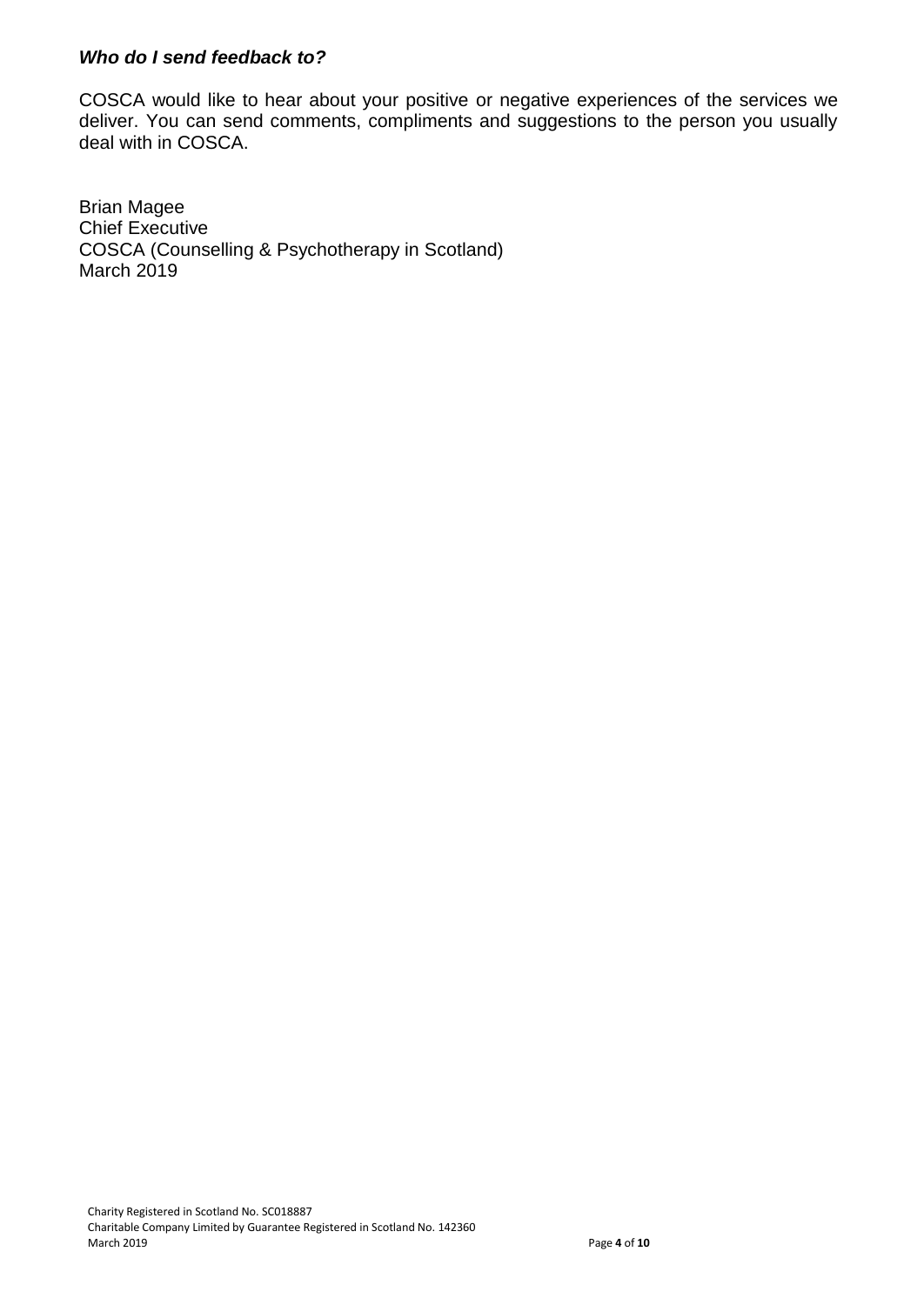### ***Who do I send feedback to?***

COSCA would like to hear about your positive or negative experiences of the services we deliver. You can send comments, compliments and suggestions to the person you usually deal with in COSCA.

Brian Magee
Chief Executive
COSCA (Counselling & Psychotherapy in Scotland)
March 2019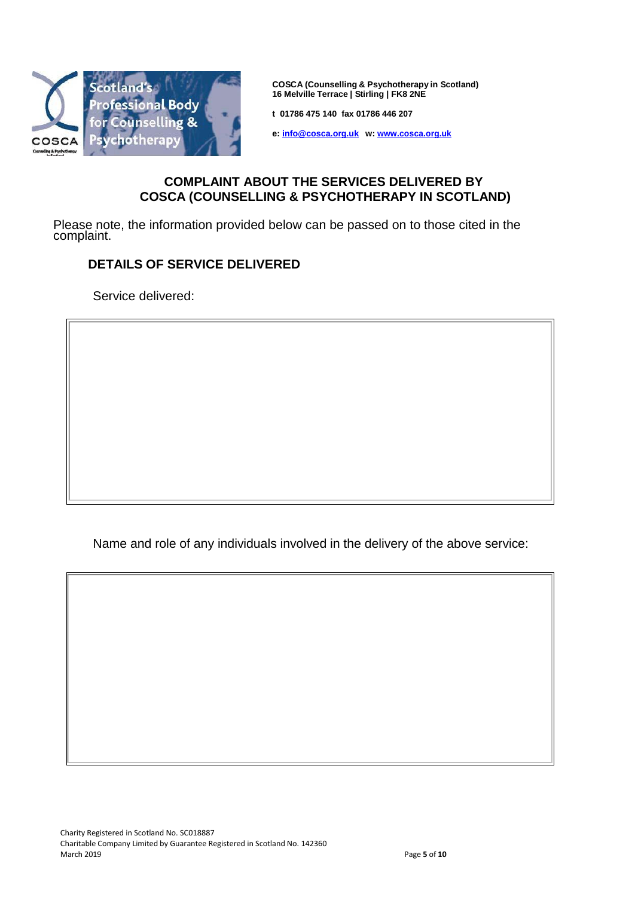**COSCA (Counselling & Psychotherapy in Scotland)**
**16 Melville Terrace | Stirling | FK8 2NE**

**t 01786 475 140 fax 01786 446 207**

**e: info@cosca.org.uk w: www.cosca.org.uk**

## COMPLAINT ABOUT THE SERVICES DELIVERED BY COSCA (COUNSELLING & PSYCHOTHERAPY IN SCOTLAND)

Please note, the information provided below can be passed on to those cited in the complaint.

### DETAILS OF SERVICE DELIVERED

Service delivered:

| |
|---|
| |

Name and role of any individuals involved in the delivery of the above service:

| |
|---|
| |

Charity Registered in Scotland No. SC018887
Charitable Company Limited by Guarantee Registered in Scotland No. 142360
March 2019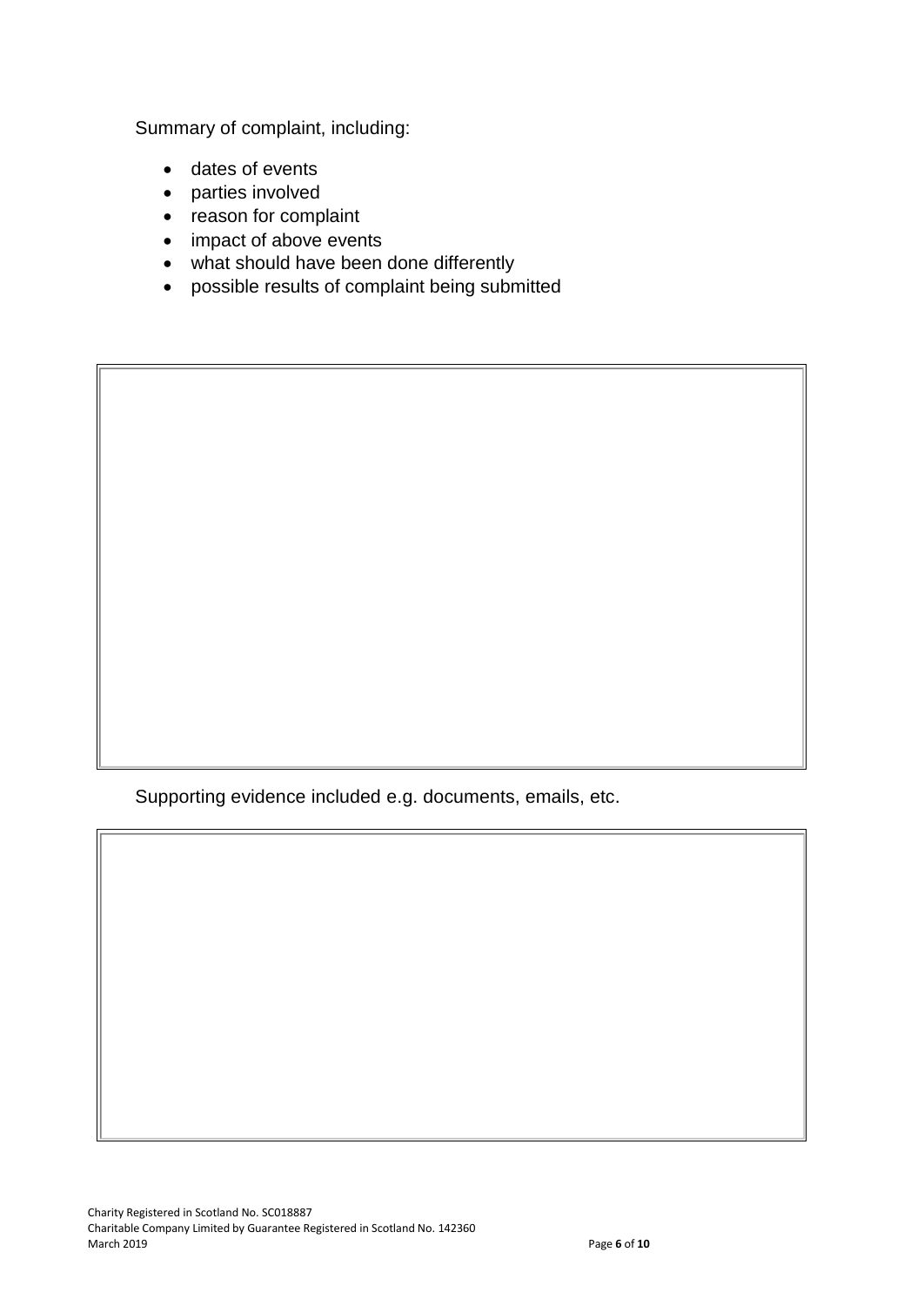Summary of complaint, including:

- dates of events
- parties involved
- reason for complaint
- impact of above events
- what should have been done differently
- possible results of complaint being submitted

| |
|---|
| |

Supporting evidence included e.g. documents, emails, etc.

| |
|---|
| |

Charity Registered in Scotland No. SC018887
Charitable Company Limited by Guarantee Registered in Scotland No. 142360
March 2019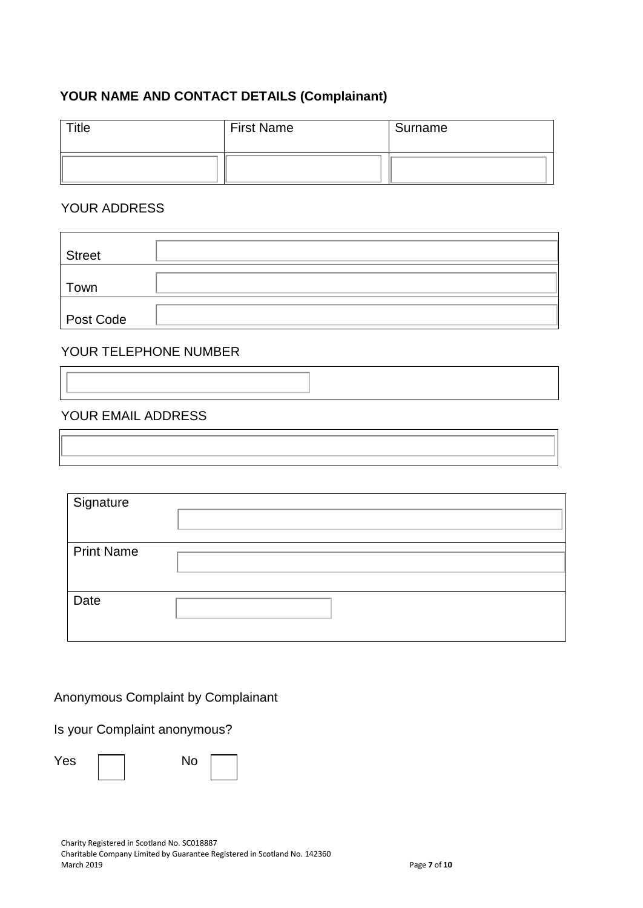**YOUR NAME AND CONTACT DETAILS (Complainant)**

| Title | First Name | Surname |
|---|---|---|
| | | |

YOUR ADDRESS

| | |
|---|---|
| Street | |
| Town | |
| Post Code | |

YOUR TELEPHONE NUMBER

| |
|---|
| |

YOUR EMAIL ADDRESS

| |
|---|
| |

| | |
|---|---|
| Signature | |
| Print Name | |
| Date | |

Anonymous Complaint by Complainant

Is your Complaint anonymous?

Yes ☐ No ☐

Charity Registered in Scotland No. SC018887
Charitable Company Limited by Guarantee Registered in Scotland No. 142360
March 2019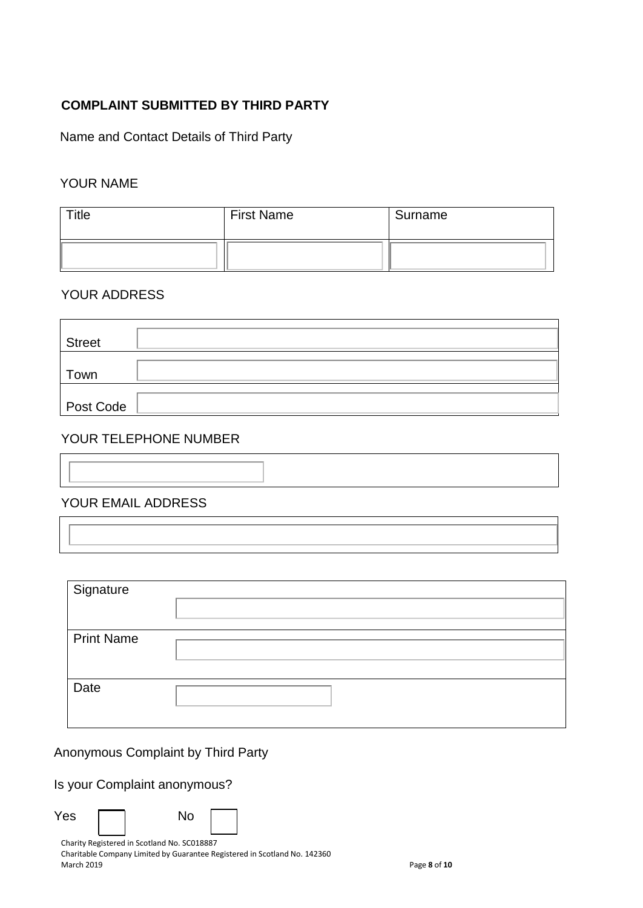**COMPLAINT SUBMITTED BY THIRD PARTY**

Name and Contact Details of Third Party

YOUR NAME

| Title | First Name | Surname |
|---|---|---|
| | | |

YOUR ADDRESS

| | |
|---|---|
| Street | |
| Town | |
| Post Code | |

YOUR TELEPHONE NUMBER

| |
|---|
| |

YOUR EMAIL ADDRESS

| |
|---|
| |

| | |
|---|---|
| Signature | |
| Print Name | |
| Date | |

Anonymous Complaint by Third Party

Is your Complaint anonymous?

Yes ☐ No ☐

Charity Registered in Scotland No. SC018887
Charitable Company Limited by Guarantee Registered in Scotland No. 142360
March 2019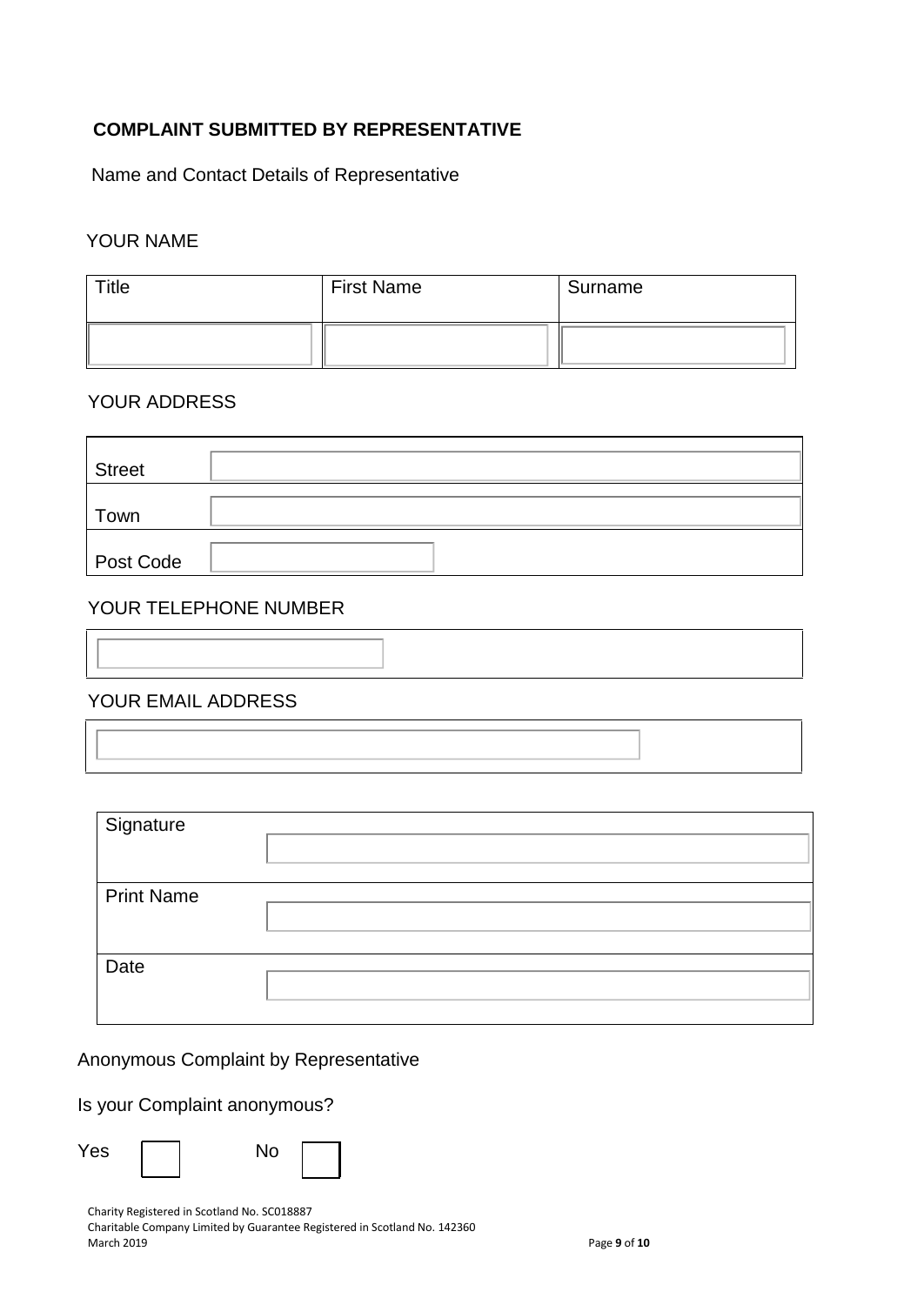## COMPLAINT SUBMITTED BY REPRESENTATIVE

Name and Contact Details of Representative

YOUR NAME

| Title | First Name | Surname |
|---|---|---|
| | | |

YOUR ADDRESS

| | |
|---|---|
| Street | |
| Town | |
| Post Code | |

YOUR TELEPHONE NUMBER

| |
|---|
| |

YOUR EMAIL ADDRESS

| |
|---|
| |

| | |
|---|---|
| Signature | |
| Print Name | |
| Date | |

Anonymous Complaint by Representative

Is your Complaint anonymous?

Yes ☐ No ☐

Charity Registered in Scotland No. SC018887
Charitable Company Limited by Guarantee Registered in Scotland No. 142360
March 2019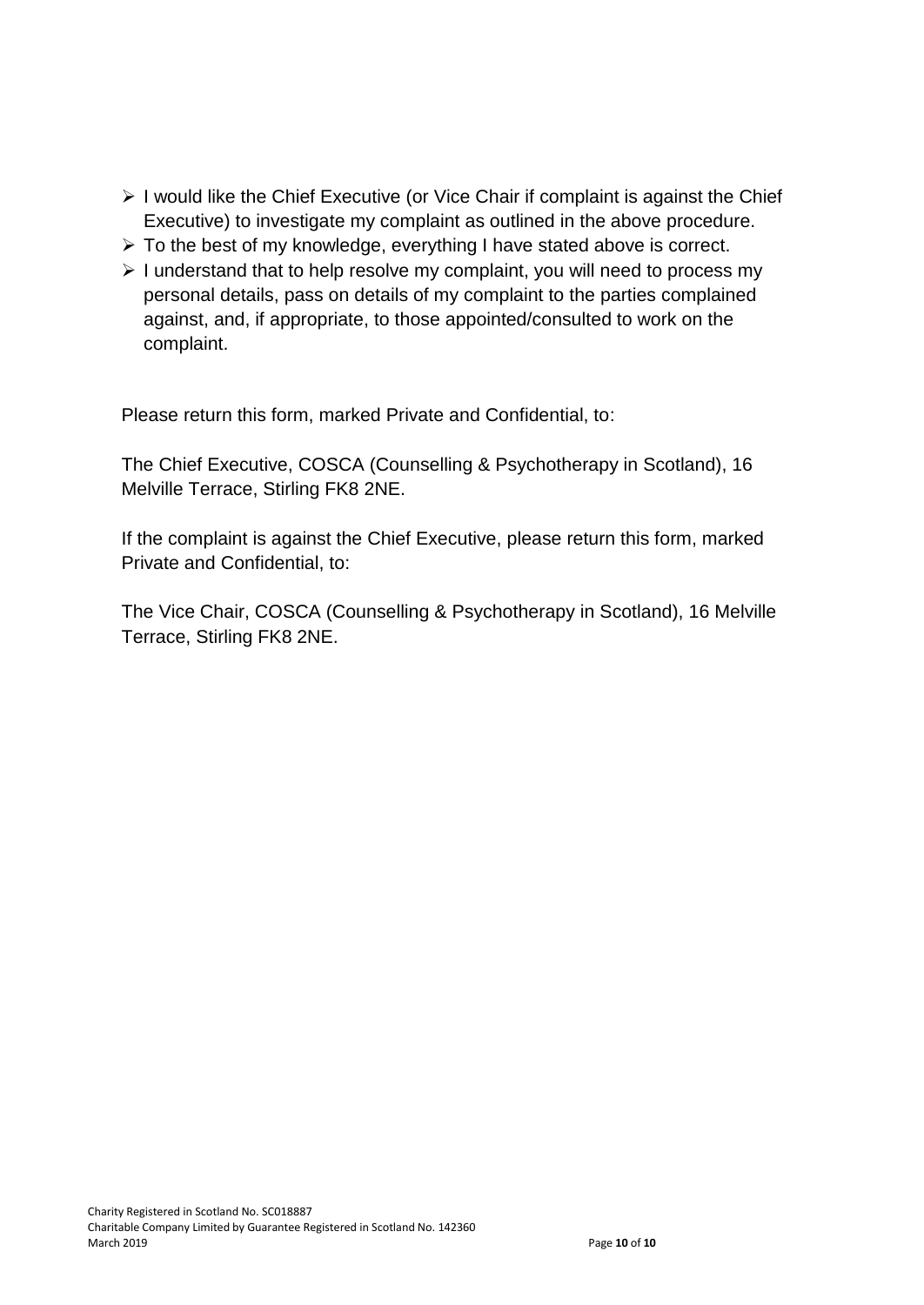- I would like the Chief Executive (or Vice Chair if complaint is against the Chief Executive) to investigate my complaint as outlined in the above procedure.
- To the best of my knowledge, everything I have stated above is correct.
- I understand that to help resolve my complaint, you will need to process my personal details, pass on details of my complaint to the parties complained against, and, if appropriate, to those appointed/consulted to work on the complaint.

Please return this form, marked Private and Confidential, to:

The Chief Executive, COSCA (Counselling & Psychotherapy in Scotland), 16 Melville Terrace, Stirling FK8 2NE.

If the complaint is against the Chief Executive, please return this form, marked Private and Confidential, to:

The Vice Chair, COSCA (Counselling & Psychotherapy in Scotland), 16 Melville Terrace, Stirling FK8 2NE.